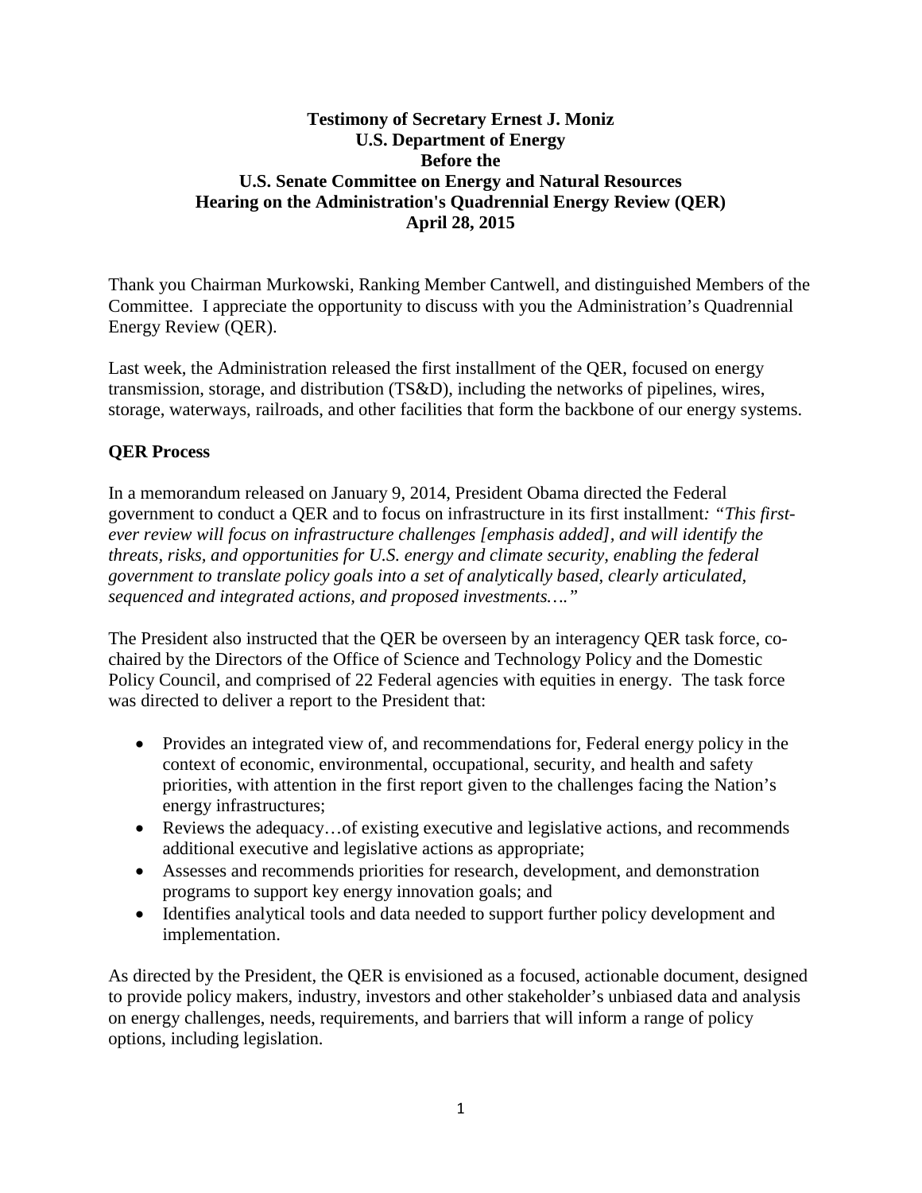**Testimony of Secretary Ernest J. Moniz**
**U.S. Department of Energy**
**Before the**
**U.S. Senate Committee on Energy and Natural Resources**
**Hearing on the Administration's Quadrennial Energy Review (QER)**
**April 28, 2015**

Thank you Chairman Murkowski, Ranking Member Cantwell, and distinguished Members of the Committee. I appreciate the opportunity to discuss with you the Administration's Quadrennial Energy Review (QER).

Last week, the Administration released the first installment of the QER, focused on energy transmission, storage, and distribution (TS&D), including the networks of pipelines, wires, storage, waterways, railroads, and other facilities that form the backbone of our energy systems.

## QER Process

In a memorandum released on January 9, 2014, President Obama directed the Federal government to conduct a QER and to focus on infrastructure in its first installment*: "This first-ever review will focus on infrastructure challenges [emphasis added], and will identify the threats, risks, and opportunities for U.S. energy and climate security, enabling the federal government to translate policy goals into a set of analytically based, clearly articulated, sequenced and integrated actions, and proposed investments…."*

The President also instructed that the QER be overseen by an interagency QER task force, co-chaired by the Directors of the Office of Science and Technology Policy and the Domestic Policy Council, and comprised of 22 Federal agencies with equities in energy. The task force was directed to deliver a report to the President that:

- Provides an integrated view of, and recommendations for, Federal energy policy in the context of economic, environmental, occupational, security, and health and safety priorities, with attention in the first report given to the challenges facing the Nation's energy infrastructures;
- Reviews the adequacy…of existing executive and legislative actions, and recommends additional executive and legislative actions as appropriate;
- Assesses and recommends priorities for research, development, and demonstration programs to support key energy innovation goals; and
- Identifies analytical tools and data needed to support further policy development and implementation.

As directed by the President, the QER is envisioned as a focused, actionable document, designed to provide policy makers, industry, investors and other stakeholder's unbiased data and analysis on energy challenges, needs, requirements, and barriers that will inform a range of policy options, including legislation.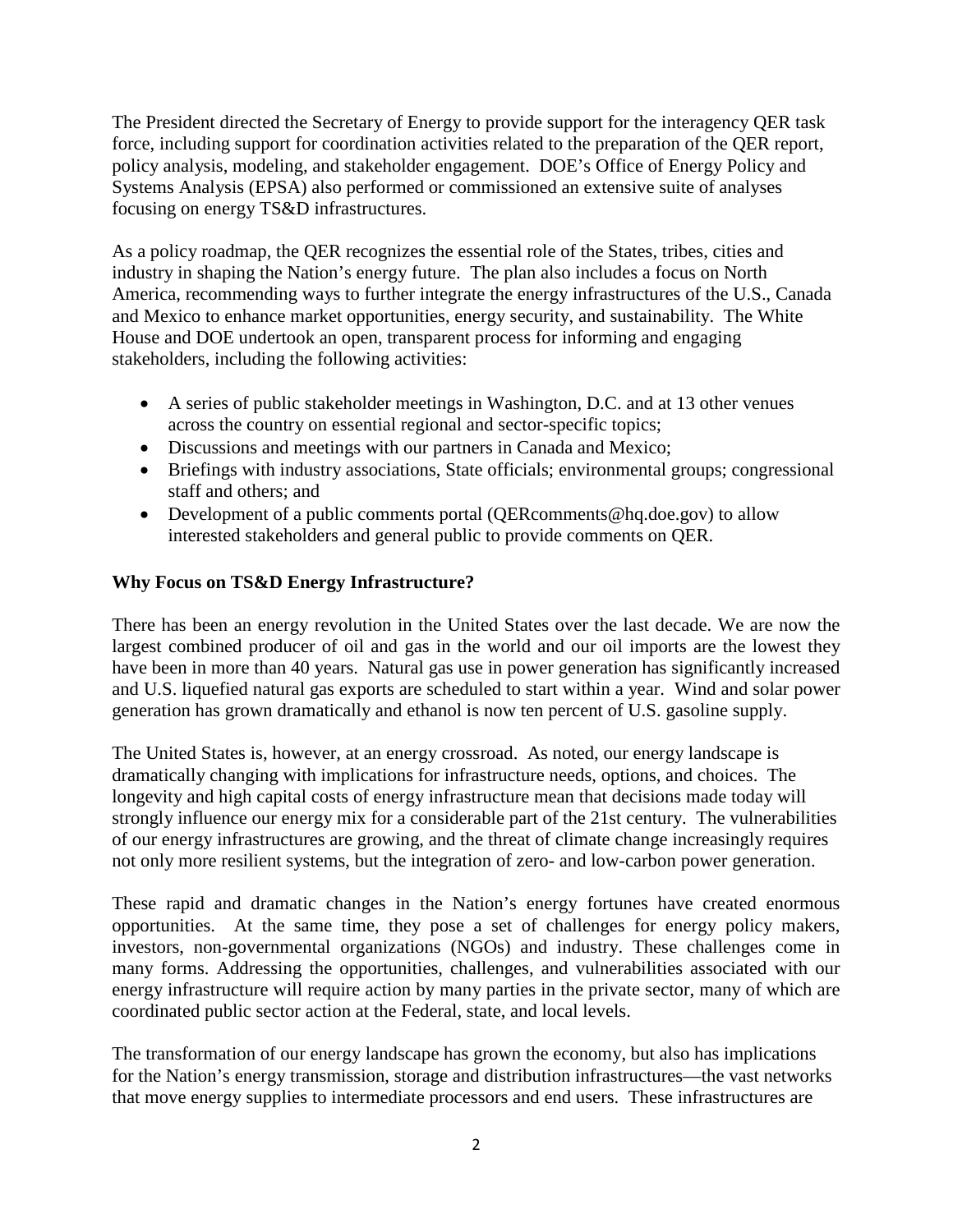The President directed the Secretary of Energy to provide support for the interagency QER task force, including support for coordination activities related to the preparation of the QER report, policy analysis, modeling, and stakeholder engagement. DOE's Office of Energy Policy and Systems Analysis (EPSA) also performed or commissioned an extensive suite of analyses focusing on energy TS&D infrastructures.

As a policy roadmap, the QER recognizes the essential role of the States, tribes, cities and industry in shaping the Nation's energy future. The plan also includes a focus on North America, recommending ways to further integrate the energy infrastructures of the U.S., Canada and Mexico to enhance market opportunities, energy security, and sustainability. The White House and DOE undertook an open, transparent process for informing and engaging stakeholders, including the following activities:

- A series of public stakeholder meetings in Washington, D.C. and at 13 other venues across the country on essential regional and sector-specific topics;
- Discussions and meetings with our partners in Canada and Mexico;
- Briefings with industry associations, State officials; environmental groups; congressional staff and others; and
- Development of a public comments portal (QERcomments@hq.doe.gov) to allow interested stakeholders and general public to provide comments on QER.

**Why Focus on TS&D Energy Infrastructure?**

There has been an energy revolution in the United States over the last decade. We are now the largest combined producer of oil and gas in the world and our oil imports are the lowest they have been in more than 40 years. Natural gas use in power generation has significantly increased and U.S. liquefied natural gas exports are scheduled to start within a year. Wind and solar power generation has grown dramatically and ethanol is now ten percent of U.S. gasoline supply.

The United States is, however, at an energy crossroad. As noted, our energy landscape is dramatically changing with implications for infrastructure needs, options, and choices. The longevity and high capital costs of energy infrastructure mean that decisions made today will strongly influence our energy mix for a considerable part of the 21st century. The vulnerabilities of our energy infrastructures are growing, and the threat of climate change increasingly requires not only more resilient systems, but the integration of zero- and low-carbon power generation.

These rapid and dramatic changes in the Nation's energy fortunes have created enormous opportunities. At the same time, they pose a set of challenges for energy policy makers, investors, non-governmental organizations (NGOs) and industry. These challenges come in many forms. Addressing the opportunities, challenges, and vulnerabilities associated with our energy infrastructure will require action by many parties in the private sector, many of which are coordinated public sector action at the Federal, state, and local levels.

The transformation of our energy landscape has grown the economy, but also has implications for the Nation's energy transmission, storage and distribution infrastructures—the vast networks that move energy supplies to intermediate processors and end users. These infrastructures are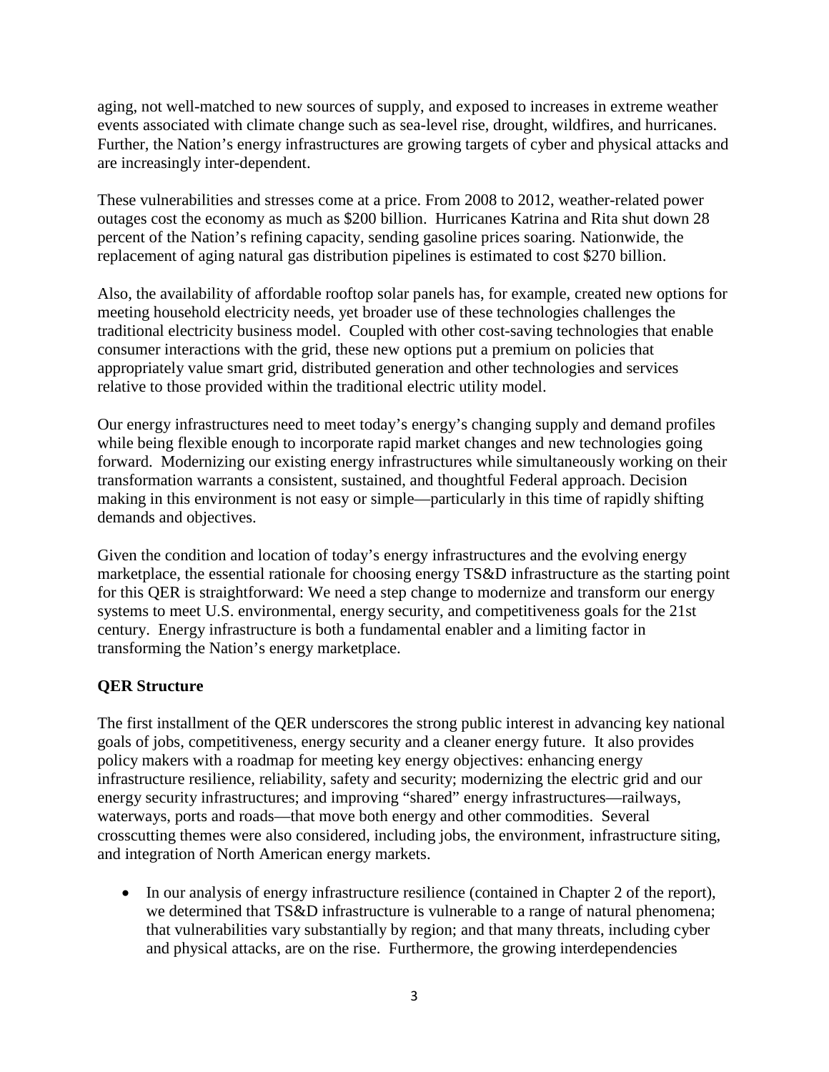aging, not well-matched to new sources of supply, and exposed to increases in extreme weather events associated with climate change such as sea-level rise, drought, wildfires, and hurricanes. Further, the Nation's energy infrastructures are growing targets of cyber and physical attacks and are increasingly inter-dependent.

These vulnerabilities and stresses come at a price. From 2008 to 2012, weather-related power outages cost the economy as much as $200 billion. Hurricanes Katrina and Rita shut down 28 percent of the Nation's refining capacity, sending gasoline prices soaring. Nationwide, the replacement of aging natural gas distribution pipelines is estimated to cost $270 billion.

Also, the availability of affordable rooftop solar panels has, for example, created new options for meeting household electricity needs, yet broader use of these technologies challenges the traditional electricity business model. Coupled with other cost-saving technologies that enable consumer interactions with the grid, these new options put a premium on policies that appropriately value smart grid, distributed generation and other technologies and services relative to those provided within the traditional electric utility model.

Our energy infrastructures need to meet today's energy's changing supply and demand profiles while being flexible enough to incorporate rapid market changes and new technologies going forward. Modernizing our existing energy infrastructures while simultaneously working on their transformation warrants a consistent, sustained, and thoughtful Federal approach. Decision making in this environment is not easy or simple—particularly in this time of rapidly shifting demands and objectives.

Given the condition and location of today's energy infrastructures and the evolving energy marketplace, the essential rationale for choosing energy TS&D infrastructure as the starting point for this QER is straightforward: We need a step change to modernize and transform our energy systems to meet U.S. environmental, energy security, and competitiveness goals for the 21st century. Energy infrastructure is both a fundamental enabler and a limiting factor in transforming the Nation's energy marketplace.

**QER Structure**

The first installment of the QER underscores the strong public interest in advancing key national goals of jobs, competitiveness, energy security and a cleaner energy future. It also provides policy makers with a roadmap for meeting key energy objectives: enhancing energy infrastructure resilience, reliability, safety and security; modernizing the electric grid and our energy security infrastructures; and improving "shared" energy infrastructures—railways, waterways, ports and roads—that move both energy and other commodities. Several crosscutting themes were also considered, including jobs, the environment, infrastructure siting, and integration of North American energy markets.

- In our analysis of energy infrastructure resilience (contained in Chapter 2 of the report), we determined that TS&D infrastructure is vulnerable to a range of natural phenomena; that vulnerabilities vary substantially by region; and that many threats, including cyber and physical attacks, are on the rise. Furthermore, the growing interdependencies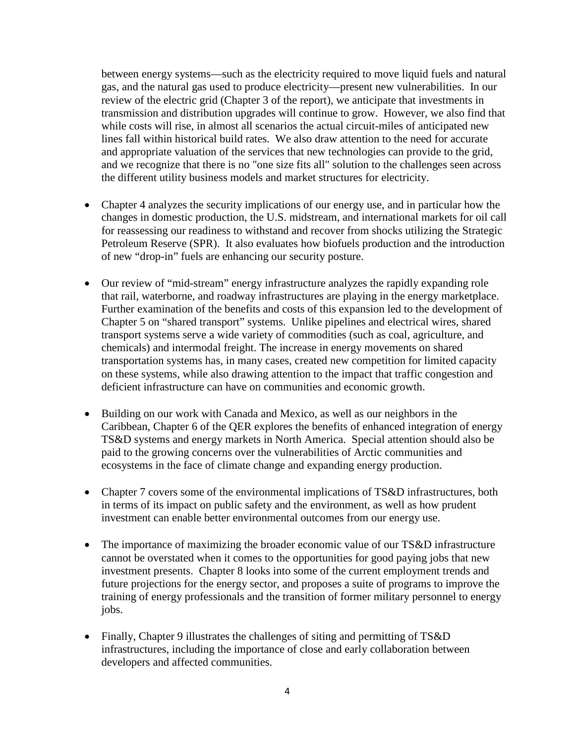between energy systems—such as the electricity required to move liquid fuels and natural gas, and the natural gas used to produce electricity—present new vulnerabilities. In our review of the electric grid (Chapter 3 of the report), we anticipate that investments in transmission and distribution upgrades will continue to grow. However, we also find that while costs will rise, in almost all scenarios the actual circuit-miles of anticipated new lines fall within historical build rates. We also draw attention to the need for accurate and appropriate valuation of the services that new technologies can provide to the grid, and we recognize that there is no "one size fits all" solution to the challenges seen across the different utility business models and market structures for electricity.

- Chapter 4 analyzes the security implications of our energy use, and in particular how the changes in domestic production, the U.S. midstream, and international markets for oil call for reassessing our readiness to withstand and recover from shocks utilizing the Strategic Petroleum Reserve (SPR). It also evaluates how biofuels production and the introduction of new "drop-in" fuels are enhancing our security posture.

- Our review of "mid-stream" energy infrastructure analyzes the rapidly expanding role that rail, waterborne, and roadway infrastructures are playing in the energy marketplace. Further examination of the benefits and costs of this expansion led to the development of Chapter 5 on "shared transport" systems. Unlike pipelines and electrical wires, shared transport systems serve a wide variety of commodities (such as coal, agriculture, and chemicals) and intermodal freight. The increase in energy movements on shared transportation systems has, in many cases, created new competition for limited capacity on these systems, while also drawing attention to the impact that traffic congestion and deficient infrastructure can have on communities and economic growth.

- Building on our work with Canada and Mexico, as well as our neighbors in the Caribbean, Chapter 6 of the QER explores the benefits of enhanced integration of energy TS&D systems and energy markets in North America. Special attention should also be paid to the growing concerns over the vulnerabilities of Arctic communities and ecosystems in the face of climate change and expanding energy production.

- Chapter 7 covers some of the environmental implications of TS&D infrastructures, both in terms of its impact on public safety and the environment, as well as how prudent investment can enable better environmental outcomes from our energy use.

- The importance of maximizing the broader economic value of our TS&D infrastructure cannot be overstated when it comes to the opportunities for good paying jobs that new investment presents. Chapter 8 looks into some of the current employment trends and future projections for the energy sector, and proposes a suite of programs to improve the training of energy professionals and the transition of former military personnel to energy jobs.

- Finally, Chapter 9 illustrates the challenges of siting and permitting of TS&D infrastructures, including the importance of close and early collaboration between developers and affected communities.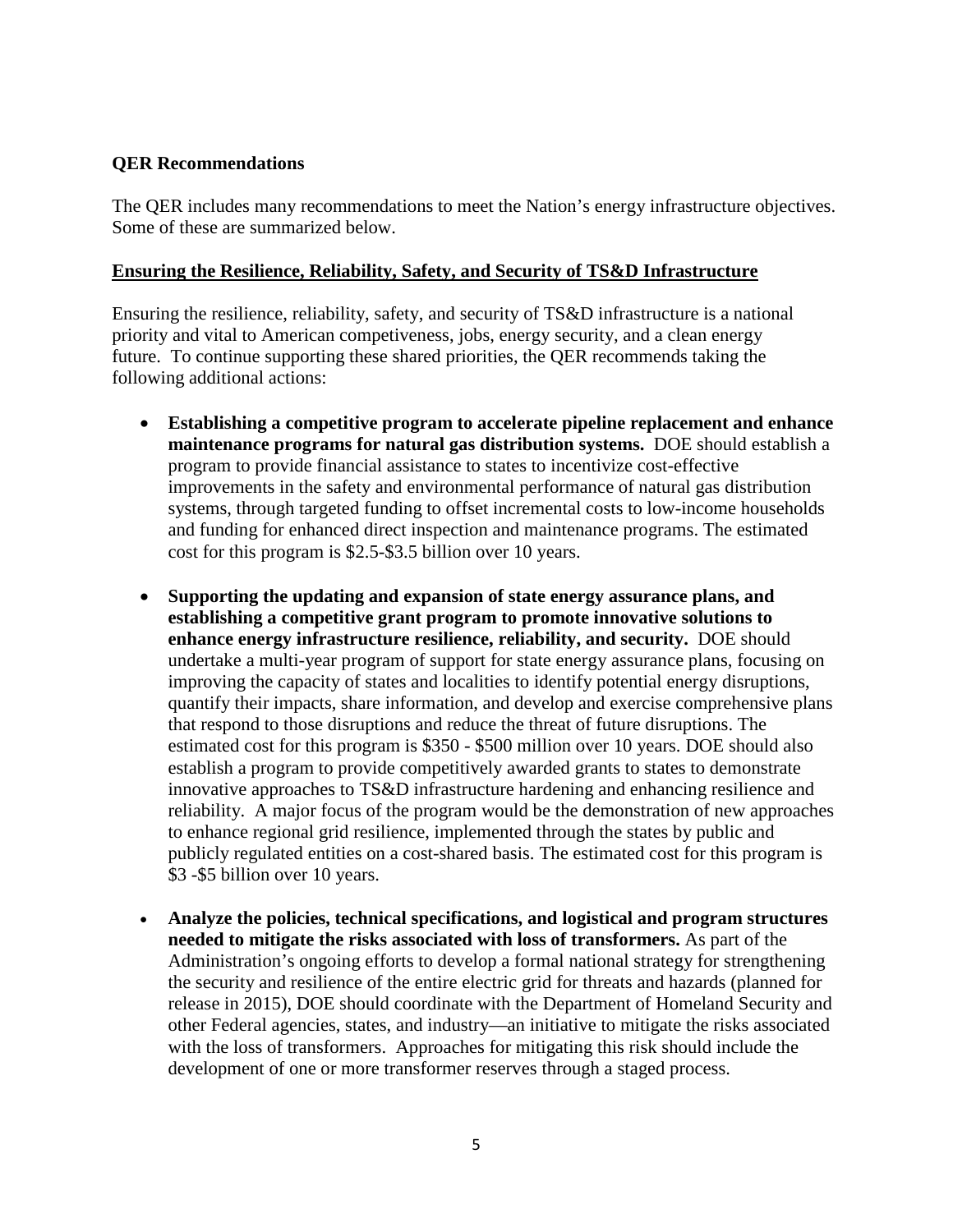**QER Recommendations**

The QER includes many recommendations to meet the Nation's energy infrastructure objectives. Some of these are summarized below.

**Ensuring the Resilience, Reliability, Safety, and Security of TS&D Infrastructure**

Ensuring the resilience, reliability, safety, and security of TS&D infrastructure is a national priority and vital to American competiveness, jobs, energy security, and a clean energy future. To continue supporting these shared priorities, the QER recommends taking the following additional actions:

- **Establishing a competitive program to accelerate pipeline replacement and enhance maintenance programs for natural gas distribution systems.** DOE should establish a program to provide financial assistance to states to incentivize cost-effective improvements in the safety and environmental performance of natural gas distribution systems, through targeted funding to offset incremental costs to low-income households and funding for enhanced direct inspection and maintenance programs. The estimated cost for this program is $2.5-$3.5 billion over 10 years.

- **Supporting the updating and expansion of state energy assurance plans, and establishing a competitive grant program to promote innovative solutions to enhance energy infrastructure resilience, reliability, and security.** DOE should undertake a multi-year program of support for state energy assurance plans, focusing on improving the capacity of states and localities to identify potential energy disruptions, quantify their impacts, share information, and develop and exercise comprehensive plans that respond to those disruptions and reduce the threat of future disruptions. The estimated cost for this program is $350 - $500 million over 10 years. DOE should also establish a program to provide competitively awarded grants to states to demonstrate innovative approaches to TS&D infrastructure hardening and enhancing resilience and reliability. A major focus of the program would be the demonstration of new approaches to enhance regional grid resilience, implemented through the states by public and publicly regulated entities on a cost-shared basis. The estimated cost for this program is $3 -$5 billion over 10 years.

- **Analyze the policies, technical specifications, and logistical and program structures needed to mitigate the risks associated with loss of transformers.** As part of the Administration's ongoing efforts to develop a formal national strategy for strengthening the security and resilience of the entire electric grid for threats and hazards (planned for release in 2015), DOE should coordinate with the Department of Homeland Security and other Federal agencies, states, and industry—an initiative to mitigate the risks associated with the loss of transformers. Approaches for mitigating this risk should include the development of one or more transformer reserves through a staged process.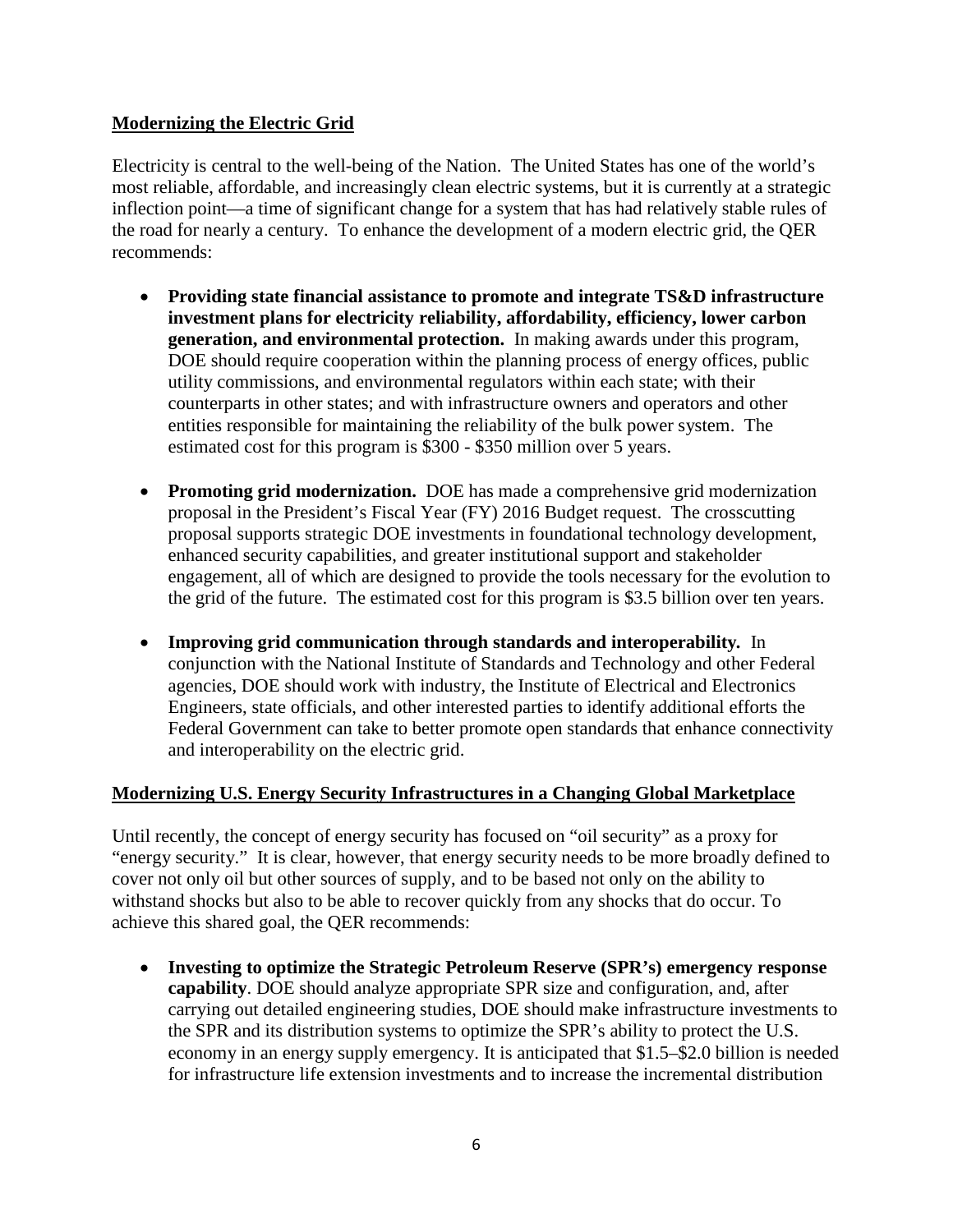## Modernizing the Electric Grid

Electricity is central to the well-being of the Nation. The United States has one of the world's most reliable, affordable, and increasingly clean electric systems, but it is currently at a strategic inflection point—a time of significant change for a system that has had relatively stable rules of the road for nearly a century. To enhance the development of a modern electric grid, the QER recommends:

- **Providing state financial assistance to promote and integrate TS&D infrastructure investment plans for electricity reliability, affordability, efficiency, lower carbon generation, and environmental protection.** In making awards under this program, DOE should require cooperation within the planning process of energy offices, public utility commissions, and environmental regulators within each state; with their counterparts in other states; and with infrastructure owners and operators and other entities responsible for maintaining the reliability of the bulk power system. The estimated cost for this program is $300 - $350 million over 5 years.

- **Promoting grid modernization.** DOE has made a comprehensive grid modernization proposal in the President's Fiscal Year (FY) 2016 Budget request. The crosscutting proposal supports strategic DOE investments in foundational technology development, enhanced security capabilities, and greater institutional support and stakeholder engagement, all of which are designed to provide the tools necessary for the evolution to the grid of the future. The estimated cost for this program is $3.5 billion over ten years.

- **Improving grid communication through standards and interoperability.** In conjunction with the National Institute of Standards and Technology and other Federal agencies, DOE should work with industry, the Institute of Electrical and Electronics Engineers, state officials, and other interested parties to identify additional efforts the Federal Government can take to better promote open standards that enhance connectivity and interoperability on the electric grid.

## Modernizing U.S. Energy Security Infrastructures in a Changing Global Marketplace

Until recently, the concept of energy security has focused on "oil security" as a proxy for "energy security." It is clear, however, that energy security needs to be more broadly defined to cover not only oil but other sources of supply, and to be based not only on the ability to withstand shocks but also to be able to recover quickly from any shocks that do occur. To achieve this shared goal, the QER recommends:

- **Investing to optimize the Strategic Petroleum Reserve (SPR's) emergency response capability**. DOE should analyze appropriate SPR size and configuration, and, after carrying out detailed engineering studies, DOE should make infrastructure investments to the SPR and its distribution systems to optimize the SPR's ability to protect the U.S. economy in an energy supply emergency. It is anticipated that $1.5–$2.0 billion is needed for infrastructure life extension investments and to increase the incremental distribution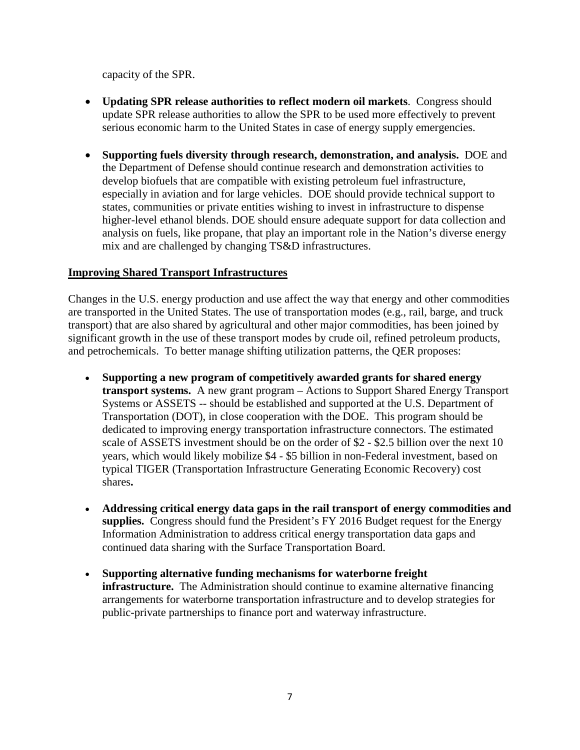capacity of the SPR.

- **Updating SPR release authorities to reflect modern oil markets**. Congress should update SPR release authorities to allow the SPR to be used more effectively to prevent serious economic harm to the United States in case of energy supply emergencies.

- **Supporting fuels diversity through research, demonstration, and analysis.** DOE and the Department of Defense should continue research and demonstration activities to develop biofuels that are compatible with existing petroleum fuel infrastructure, especially in aviation and for large vehicles. DOE should provide technical support to states, communities or private entities wishing to invest in infrastructure to dispense higher-level ethanol blends. DOE should ensure adequate support for data collection and analysis on fuels, like propane, that play an important role in the Nation's diverse energy mix and are challenged by changing TS&D infrastructures.

## Improving Shared Transport Infrastructures

Changes in the U.S. energy production and use affect the way that energy and other commodities are transported in the United States. The use of transportation modes (e.g., rail, barge, and truck transport) that are also shared by agricultural and other major commodities, has been joined by significant growth in the use of these transport modes by crude oil, refined petroleum products, and petrochemicals. To better manage shifting utilization patterns, the QER proposes:

- **Supporting a new program of competitively awarded grants for shared energy transport systems.** A new grant program – Actions to Support Shared Energy Transport Systems or ASSETS -- should be established and supported at the U.S. Department of Transportation (DOT), in close cooperation with the DOE. This program should be dedicated to improving energy transportation infrastructure connectors. The estimated scale of ASSETS investment should be on the order of $2 - $2.5 billion over the next 10 years, which would likely mobilize $4 - $5 billion in non-Federal investment, based on typical TIGER (Transportation Infrastructure Generating Economic Recovery) cost shares**.**

- **Addressing critical energy data gaps in the rail transport of energy commodities and supplies.** Congress should fund the President's FY 2016 Budget request for the Energy Information Administration to address critical energy transportation data gaps and continued data sharing with the Surface Transportation Board.

- **Supporting alternative funding mechanisms for waterborne freight infrastructure.** The Administration should continue to examine alternative financing arrangements for waterborne transportation infrastructure and to develop strategies for public-private partnerships to finance port and waterway infrastructure.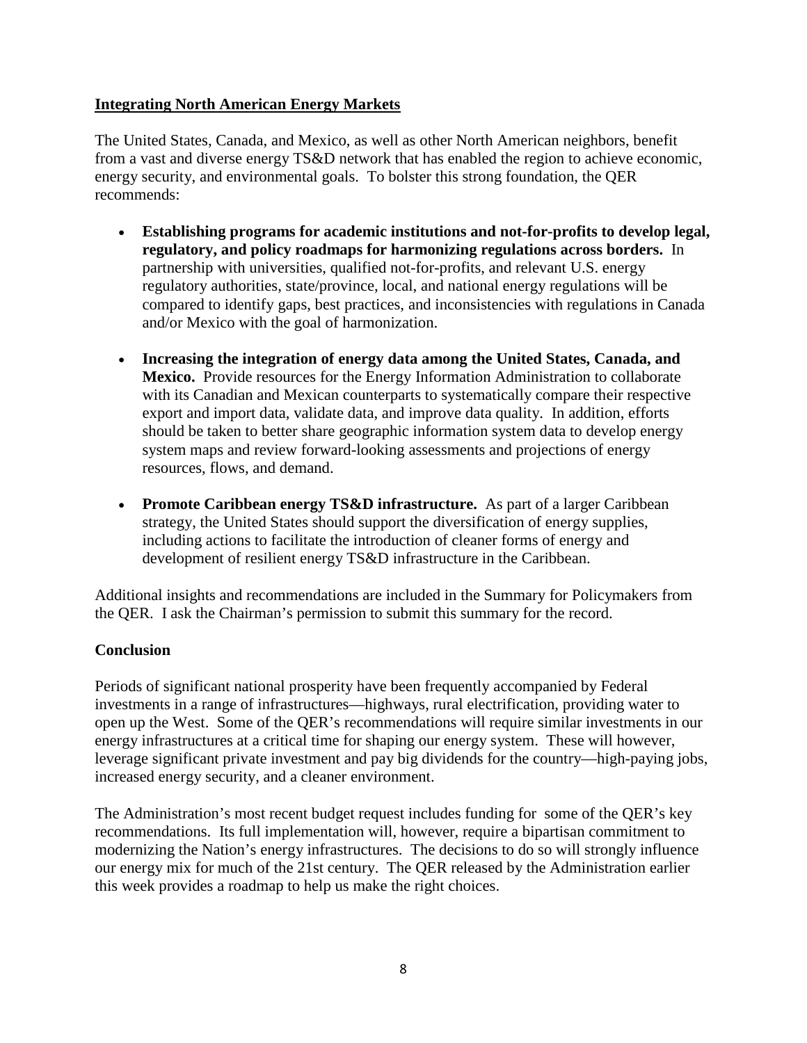## Integrating North American Energy Markets

The United States, Canada, and Mexico, as well as other North American neighbors, benefit from a vast and diverse energy TS&D network that has enabled the region to achieve economic, energy security, and environmental goals. To bolster this strong foundation, the QER recommends:

- **Establishing programs for academic institutions and not-for-profits to develop legal, regulatory, and policy roadmaps for harmonizing regulations across borders.** In partnership with universities, qualified not-for-profits, and relevant U.S. energy regulatory authorities, state/province, local, and national energy regulations will be compared to identify gaps, best practices, and inconsistencies with regulations in Canada and/or Mexico with the goal of harmonization.

- **Increasing the integration of energy data among the United States, Canada, and Mexico.** Provide resources for the Energy Information Administration to collaborate with its Canadian and Mexican counterparts to systematically compare their respective export and import data, validate data, and improve data quality. In addition, efforts should be taken to better share geographic information system data to develop energy system maps and review forward-looking assessments and projections of energy resources, flows, and demand.

- **Promote Caribbean energy TS&D infrastructure.** As part of a larger Caribbean strategy, the United States should support the diversification of energy supplies, including actions to facilitate the introduction of cleaner forms of energy and development of resilient energy TS&D infrastructure in the Caribbean.

Additional insights and recommendations are included in the Summary for Policymakers from the QER. I ask the Chairman's permission to submit this summary for the record.

## Conclusion

Periods of significant national prosperity have been frequently accompanied by Federal investments in a range of infrastructures—highways, rural electrification, providing water to open up the West. Some of the QER's recommendations will require similar investments in our energy infrastructures at a critical time for shaping our energy system. These will however, leverage significant private investment and pay big dividends for the country—high-paying jobs, increased energy security, and a cleaner environment.

The Administration's most recent budget request includes funding for some of the QER's key recommendations. Its full implementation will, however, require a bipartisan commitment to modernizing the Nation's energy infrastructures. The decisions to do so will strongly influence our energy mix for much of the 21st century. The QER released by the Administration earlier this week provides a roadmap to help us make the right choices.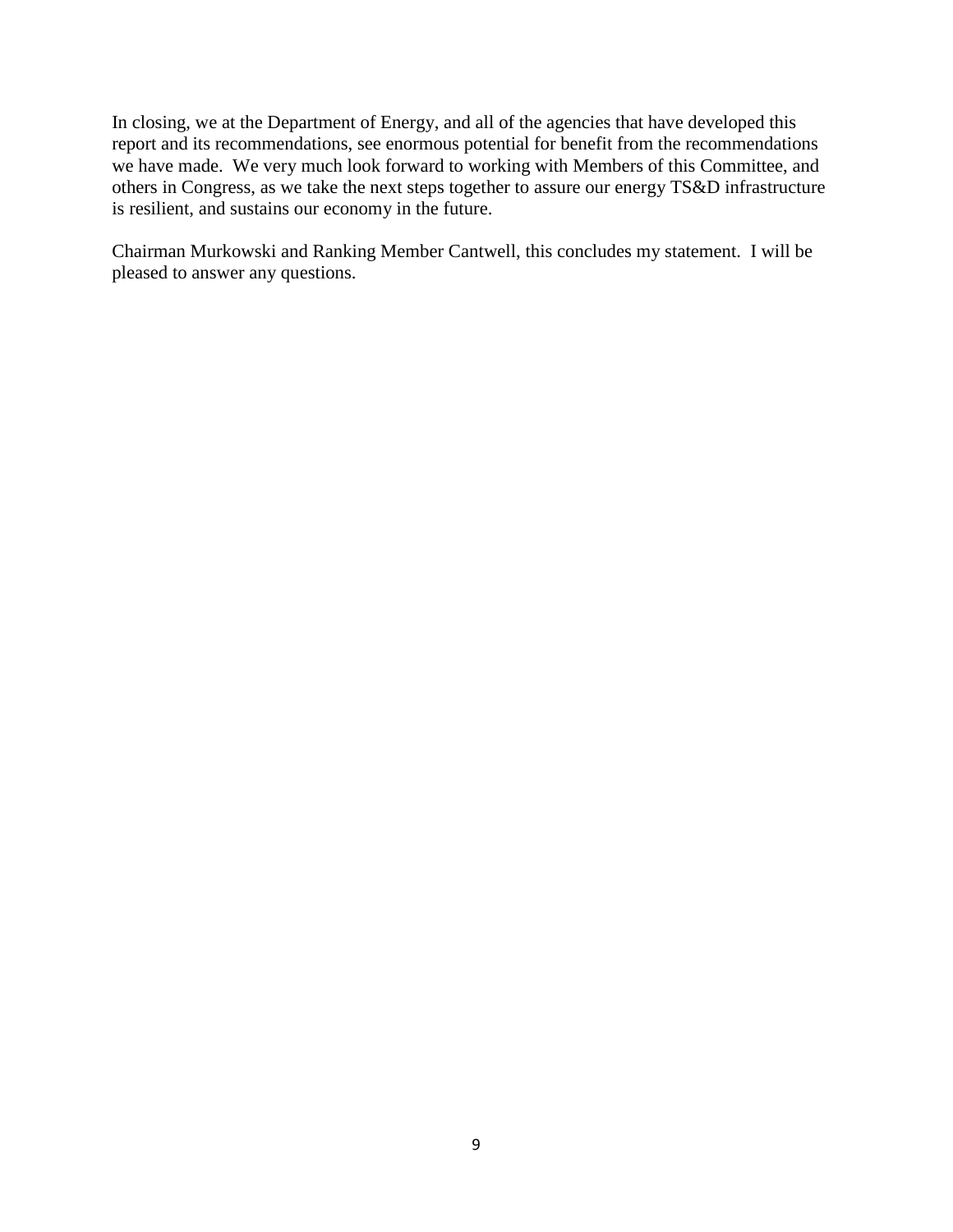In closing, we at the Department of Energy, and all of the agencies that have developed this report and its recommendations, see enormous potential for benefit from the recommendations we have made. We very much look forward to working with Members of this Committee, and others in Congress, as we take the next steps together to assure our energy TS&D infrastructure is resilient, and sustains our economy in the future.

Chairman Murkowski and Ranking Member Cantwell, this concludes my statement. I will be pleased to answer any questions.